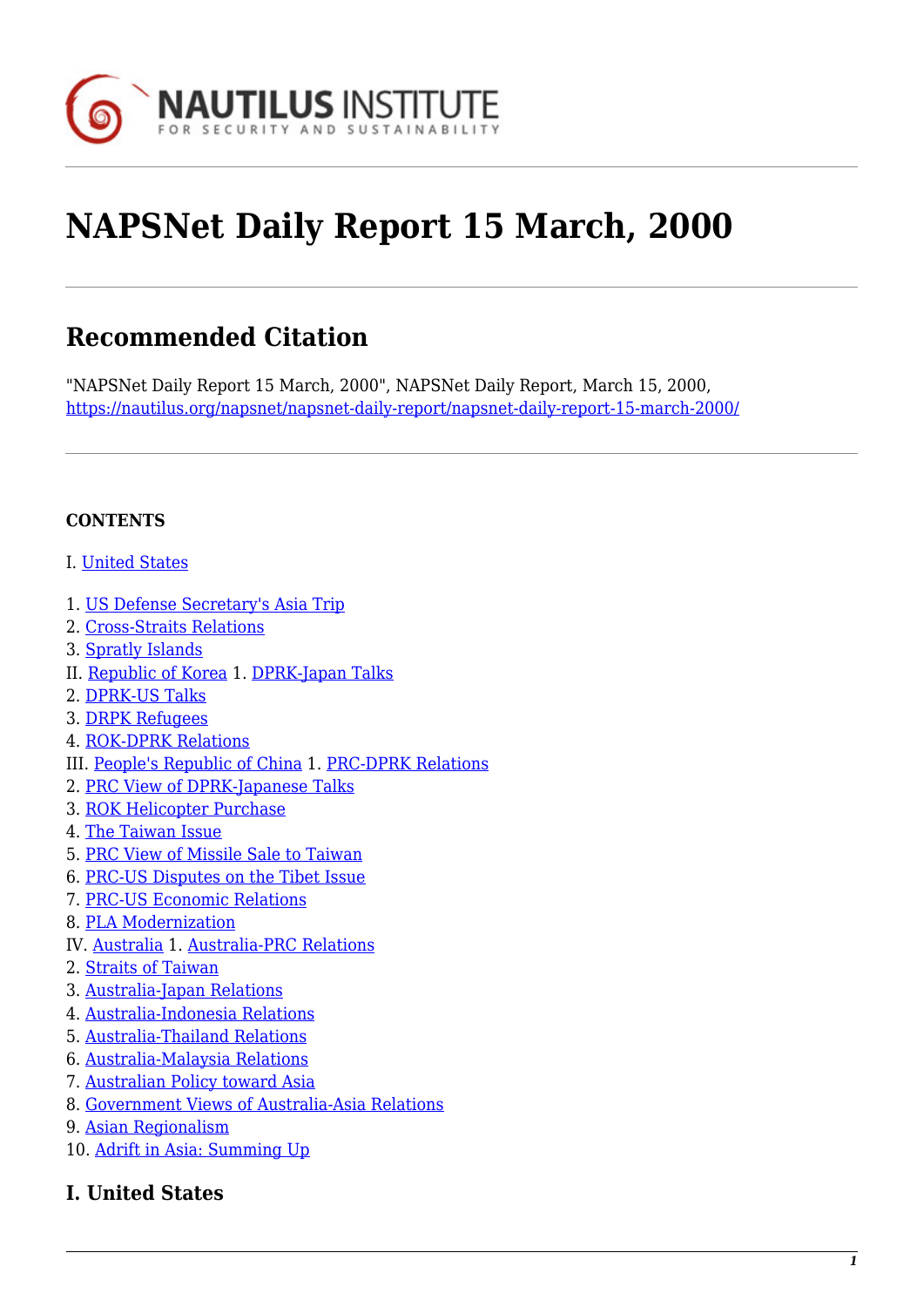# NAPSNet Daily Report 15 March, 2000

## Recommended Citation

"NAPSNet Daily Report 15 March, 2000", NAPSNet Daily Report, March 15, 2000, https://nautilus.org/napsnet/napsnet-daily-report/napsnet-daily-report-15-march-2000/

**CONTENTS**

I. United States

1. US Defense Secretary's Asia Trip
2. Cross-Straits Relations
3. Spratly Islands

II. Republic of Korea 1. DPRK-Japan Talks
2. DPRK-US Talks
3. DRPK Refugees
4. ROK-DPRK Relations

III. People's Republic of China 1. PRC-DPRK Relations
2. PRC View of DPRK-Japanese Talks
3. ROK Helicopter Purchase
4. The Taiwan Issue
5. PRC View of Missile Sale to Taiwan
6. PRC-US Disputes on the Tibet Issue
7. PRC-US Economic Relations
8. PLA Modernization

IV. Australia 1. Australia-PRC Relations
2. Straits of Taiwan
3. Australia-Japan Relations
4. Australia-Indonesia Relations
5. Australia-Thailand Relations
6. Australia-Malaysia Relations
7. Australian Policy toward Asia
8. Government Views of Australia-Asia Relations
9. Asian Regionalism
10. Adrift in Asia: Summing Up

## I. United States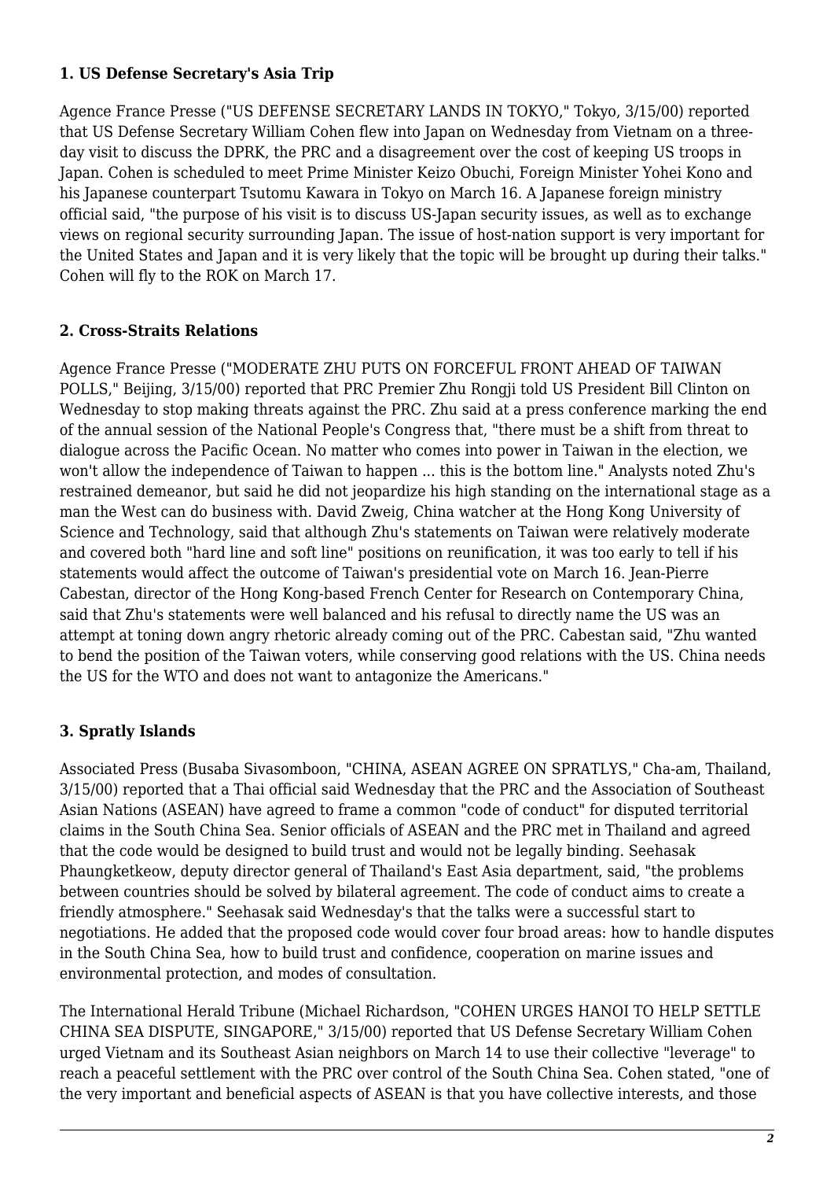### 1. US Defense Secretary's Asia Trip

Agence France Presse ("US DEFENSE SECRETARY LANDS IN TOKYO," Tokyo, 3/15/00) reported that US Defense Secretary William Cohen flew into Japan on Wednesday from Vietnam on a three-day visit to discuss the DPRK, the PRC and a disagreement over the cost of keeping US troops in Japan. Cohen is scheduled to meet Prime Minister Keizo Obuchi, Foreign Minister Yohei Kono and his Japanese counterpart Tsutomu Kawara in Tokyo on March 16. A Japanese foreign ministry official said, "the purpose of his visit is to discuss US-Japan security issues, as well as to exchange views on regional security surrounding Japan. The issue of host-nation support is very important for the United States and Japan and it is very likely that the topic will be brought up during their talks." Cohen will fly to the ROK on March 17.

### 2. Cross-Straits Relations

Agence France Presse ("MODERATE ZHU PUTS ON FORCEFUL FRONT AHEAD OF TAIWAN POLLS," Beijing, 3/15/00) reported that PRC Premier Zhu Rongji told US President Bill Clinton on Wednesday to stop making threats against the PRC. Zhu said at a press conference marking the end of the annual session of the National People's Congress that, "there must be a shift from threat to dialogue across the Pacific Ocean. No matter who comes into power in Taiwan in the election, we won't allow the independence of Taiwan to happen ... this is the bottom line." Analysts noted Zhu's restrained demeanor, but said he did not jeopardize his high standing on the international stage as a man the West can do business with. David Zweig, China watcher at the Hong Kong University of Science and Technology, said that although Zhu's statements on Taiwan were relatively moderate and covered both "hard line and soft line" positions on reunification, it was too early to tell if his statements would affect the outcome of Taiwan's presidential vote on March 16. Jean-Pierre Cabestan, director of the Hong Kong-based French Center for Research on Contemporary China, said that Zhu's statements were well balanced and his refusal to directly name the US was an attempt at toning down angry rhetoric already coming out of the PRC. Cabestan said, "Zhu wanted to bend the position of the Taiwan voters, while conserving good relations with the US. China needs the US for the WTO and does not want to antagonize the Americans."

### 3. Spratly Islands

Associated Press (Busaba Sivasomboon, "CHINA, ASEAN AGREE ON SPRATLYS," Cha-am, Thailand, 3/15/00) reported that a Thai official said Wednesday that the PRC and the Association of Southeast Asian Nations (ASEAN) have agreed to frame a common "code of conduct" for disputed territorial claims in the South China Sea. Senior officials of ASEAN and the PRC met in Thailand and agreed that the code would be designed to build trust and would not be legally binding. Seehasak Phaungketkeow, deputy director general of Thailand's East Asia department, said, "the problems between countries should be solved by bilateral agreement. The code of conduct aims to create a friendly atmosphere." Seehasak said Wednesday's that the talks were a successful start to negotiations. He added that the proposed code would cover four broad areas: how to handle disputes in the South China Sea, how to build trust and confidence, cooperation on marine issues and environmental protection, and modes of consultation.

The International Herald Tribune (Michael Richardson, "COHEN URGES HANOI TO HELP SETTLE CHINA SEA DISPUTE, SINGAPORE," 3/15/00) reported that US Defense Secretary William Cohen urged Vietnam and its Southeast Asian neighbors on March 14 to use their collective "leverage" to reach a peaceful settlement with the PRC over control of the South China Sea. Cohen stated, "one of the very important and beneficial aspects of ASEAN is that you have collective interests, and those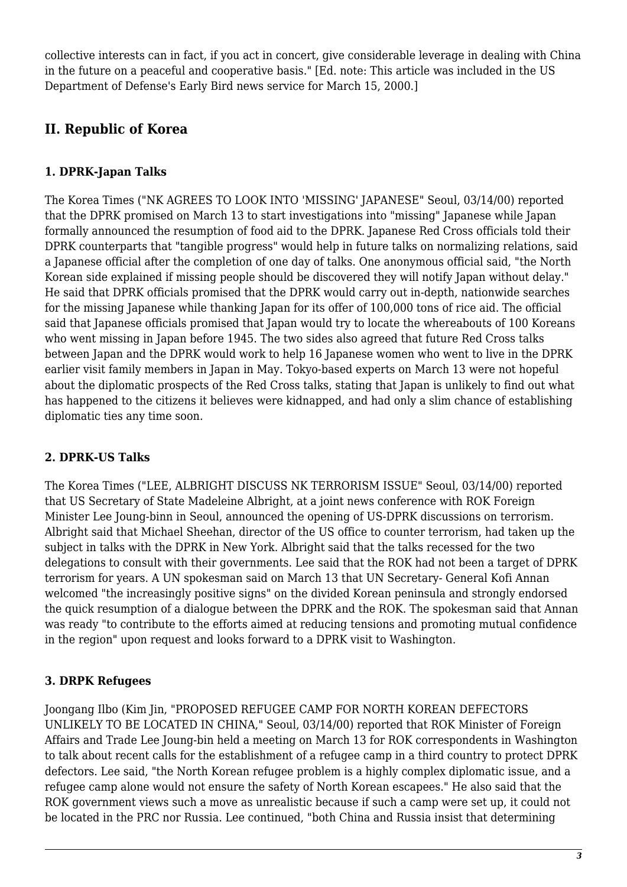collective interests can in fact, if you act in concert, give considerable leverage in dealing with China in the future on a peaceful and cooperative basis." [Ed. note: This article was included in the US Department of Defense's Early Bird news service for March 15, 2000.]

## II. Republic of Korea

### 1. DPRK-Japan Talks

The Korea Times ("NK AGREES TO LOOK INTO 'MISSING' JAPANESE" Seoul, 03/14/00) reported that the DPRK promised on March 13 to start investigations into "missing" Japanese while Japan formally announced the resumption of food aid to the DPRK. Japanese Red Cross officials told their DPRK counterparts that "tangible progress" would help in future talks on normalizing relations, said a Japanese official after the completion of one day of talks. One anonymous official said, "the North Korean side explained if missing people should be discovered they will notify Japan without delay." He said that DPRK officials promised that the DPRK would carry out in-depth, nationwide searches for the missing Japanese while thanking Japan for its offer of 100,000 tons of rice aid. The official said that Japanese officials promised that Japan would try to locate the whereabouts of 100 Koreans who went missing in Japan before 1945. The two sides also agreed that future Red Cross talks between Japan and the DPRK would work to help 16 Japanese women who went to live in the DPRK earlier visit family members in Japan in May. Tokyo-based experts on March 13 were not hopeful about the diplomatic prospects of the Red Cross talks, stating that Japan is unlikely to find out what has happened to the citizens it believes were kidnapped, and had only a slim chance of establishing diplomatic ties any time soon.

### 2. DPRK-US Talks

The Korea Times ("LEE, ALBRIGHT DISCUSS NK TERRORISM ISSUE" Seoul, 03/14/00) reported that US Secretary of State Madeleine Albright, at a joint news conference with ROK Foreign Minister Lee Joung-binn in Seoul, announced the opening of US-DPRK discussions on terrorism. Albright said that Michael Sheehan, director of the US office to counter terrorism, had taken up the subject in talks with the DPRK in New York. Albright said that the talks recessed for the two delegations to consult with their governments. Lee said that the ROK had not been a target of DPRK terrorism for years. A UN spokesman said on March 13 that UN Secretary- General Kofi Annan welcomed "the increasingly positive signs" on the divided Korean peninsula and strongly endorsed the quick resumption of a dialogue between the DPRK and the ROK. The spokesman said that Annan was ready "to contribute to the efforts aimed at reducing tensions and promoting mutual confidence in the region" upon request and looks forward to a DPRK visit to Washington.

### 3. DRPK Refugees

Joongang Ilbo (Kim Jin, "PROPOSED REFUGEE CAMP FOR NORTH KOREAN DEFECTORS UNLIKELY TO BE LOCATED IN CHINA," Seoul, 03/14/00) reported that ROK Minister of Foreign Affairs and Trade Lee Joung-bin held a meeting on March 13 for ROK correspondents in Washington to talk about recent calls for the establishment of a refugee camp in a third country to protect DPRK defectors. Lee said, "the North Korean refugee problem is a highly complex diplomatic issue, and a refugee camp alone would not ensure the safety of North Korean escapees." He also said that the ROK government views such a move as unrealistic because if such a camp were set up, it could not be located in the PRC nor Russia. Lee continued, "both China and Russia insist that determining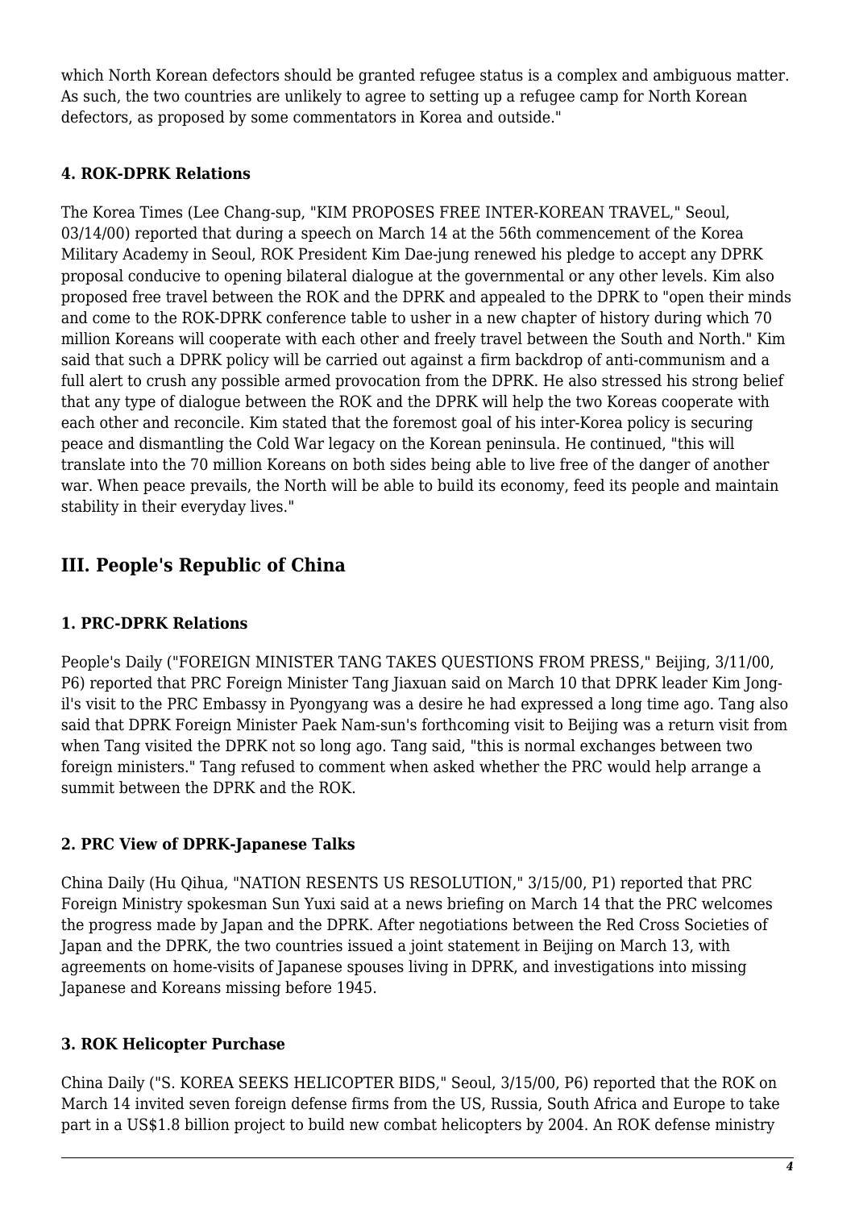which North Korean defectors should be granted refugee status is a complex and ambiguous matter. As such, the two countries are unlikely to agree to setting up a refugee camp for North Korean defectors, as proposed by some commentators in Korea and outside."

### 4. ROK-DPRK Relations

The Korea Times (Lee Chang-sup, "KIM PROPOSES FREE INTER-KOREAN TRAVEL," Seoul, 03/14/00) reported that during a speech on March 14 at the 56th commencement of the Korea Military Academy in Seoul, ROK President Kim Dae-jung renewed his pledge to accept any DPRK proposal conducive to opening bilateral dialogue at the governmental or any other levels. Kim also proposed free travel between the ROK and the DPRK and appealed to the DPRK to "open their minds and come to the ROK-DPRK conference table to usher in a new chapter of history during which 70 million Koreans will cooperate with each other and freely travel between the South and North." Kim said that such a DPRK policy will be carried out against a firm backdrop of anti-communism and a full alert to crush any possible armed provocation from the DPRK. He also stressed his strong belief that any type of dialogue between the ROK and the DPRK will help the two Koreas cooperate with each other and reconcile. Kim stated that the foremost goal of his inter-Korea policy is securing peace and dismantling the Cold War legacy on the Korean peninsula. He continued, "this will translate into the 70 million Koreans on both sides being able to live free of the danger of another war. When peace prevails, the North will be able to build its economy, feed its people and maintain stability in their everyday lives."

## III. People's Republic of China

### 1. PRC-DPRK Relations

People's Daily ("FOREIGN MINISTER TANG TAKES QUESTIONS FROM PRESS," Beijing, 3/11/00, P6) reported that PRC Foreign Minister Tang Jiaxuan said on March 10 that DPRK leader Kim Jong-il's visit to the PRC Embassy in Pyongyang was a desire he had expressed a long time ago. Tang also said that DPRK Foreign Minister Paek Nam-sun's forthcoming visit to Beijing was a return visit from when Tang visited the DPRK not so long ago. Tang said, "this is normal exchanges between two foreign ministers." Tang refused to comment when asked whether the PRC would help arrange a summit between the DPRK and the ROK.

### 2. PRC View of DPRK-Japanese Talks

China Daily (Hu Qihua, "NATION RESENTS US RESOLUTION," 3/15/00, P1) reported that PRC Foreign Ministry spokesman Sun Yuxi said at a news briefing on March 14 that the PRC welcomes the progress made by Japan and the DPRK. After negotiations between the Red Cross Societies of Japan and the DPRK, the two countries issued a joint statement in Beijing on March 13, with agreements on home-visits of Japanese spouses living in DPRK, and investigations into missing Japanese and Koreans missing before 1945.

### 3. ROK Helicopter Purchase

China Daily ("S. KOREA SEEKS HELICOPTER BIDS," Seoul, 3/15/00, P6) reported that the ROK on March 14 invited seven foreign defense firms from the US, Russia, South Africa and Europe to take part in a US$1.8 billion project to build new combat helicopters by 2004. An ROK defense ministry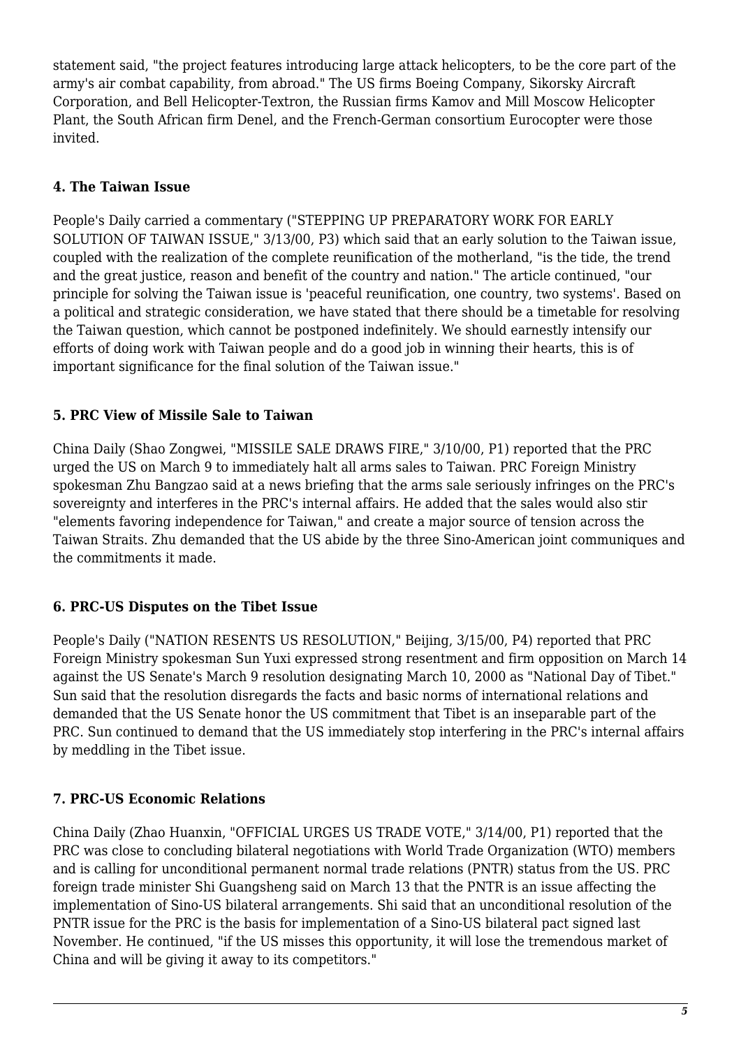statement said, "the project features introducing large attack helicopters, to be the core part of the army's air combat capability, from abroad." The US firms Boeing Company, Sikorsky Aircraft Corporation, and Bell Helicopter-Textron, the Russian firms Kamov and Mill Moscow Helicopter Plant, the South African firm Denel, and the French-German consortium Eurocopter were those invited.

### 4. The Taiwan Issue

People's Daily carried a commentary ("STEPPING UP PREPARATORY WORK FOR EARLY SOLUTION OF TAIWAN ISSUE," 3/13/00, P3) which said that an early solution to the Taiwan issue, coupled with the realization of the complete reunification of the motherland, "is the tide, the trend and the great justice, reason and benefit of the country and nation." The article continued, "our principle for solving the Taiwan issue is 'peaceful reunification, one country, two systems'. Based on a political and strategic consideration, we have stated that there should be a timetable for resolving the Taiwan question, which cannot be postponed indefinitely. We should earnestly intensify our efforts of doing work with Taiwan people and do a good job in winning their hearts, this is of important significance for the final solution of the Taiwan issue."

### 5. PRC View of Missile Sale to Taiwan

China Daily (Shao Zongwei, "MISSILE SALE DRAWS FIRE," 3/10/00, P1) reported that the PRC urged the US on March 9 to immediately halt all arms sales to Taiwan. PRC Foreign Ministry spokesman Zhu Bangzao said at a news briefing that the arms sale seriously infringes on the PRC's sovereignty and interferes in the PRC's internal affairs. He added that the sales would also stir "elements favoring independence for Taiwan," and create a major source of tension across the Taiwan Straits. Zhu demanded that the US abide by the three Sino-American joint communiques and the commitments it made.

### 6. PRC-US Disputes on the Tibet Issue

People's Daily ("NATION RESENTS US RESOLUTION," Beijing, 3/15/00, P4) reported that PRC Foreign Ministry spokesman Sun Yuxi expressed strong resentment and firm opposition on March 14 against the US Senate's March 9 resolution designating March 10, 2000 as "National Day of Tibet." Sun said that the resolution disregards the facts and basic norms of international relations and demanded that the US Senate honor the US commitment that Tibet is an inseparable part of the PRC. Sun continued to demand that the US immediately stop interfering in the PRC's internal affairs by meddling in the Tibet issue.

### 7. PRC-US Economic Relations

China Daily (Zhao Huanxin, "OFFICIAL URGES US TRADE VOTE," 3/14/00, P1) reported that the PRC was close to concluding bilateral negotiations with World Trade Organization (WTO) members and is calling for unconditional permanent normal trade relations (PNTR) status from the US. PRC foreign trade minister Shi Guangsheng said on March 13 that the PNTR is an issue affecting the implementation of Sino-US bilateral arrangements. Shi said that an unconditional resolution of the PNTR issue for the PRC is the basis for implementation of a Sino-US bilateral pact signed last November. He continued, "if the US misses this opportunity, it will lose the tremendous market of China and will be giving it away to its competitors."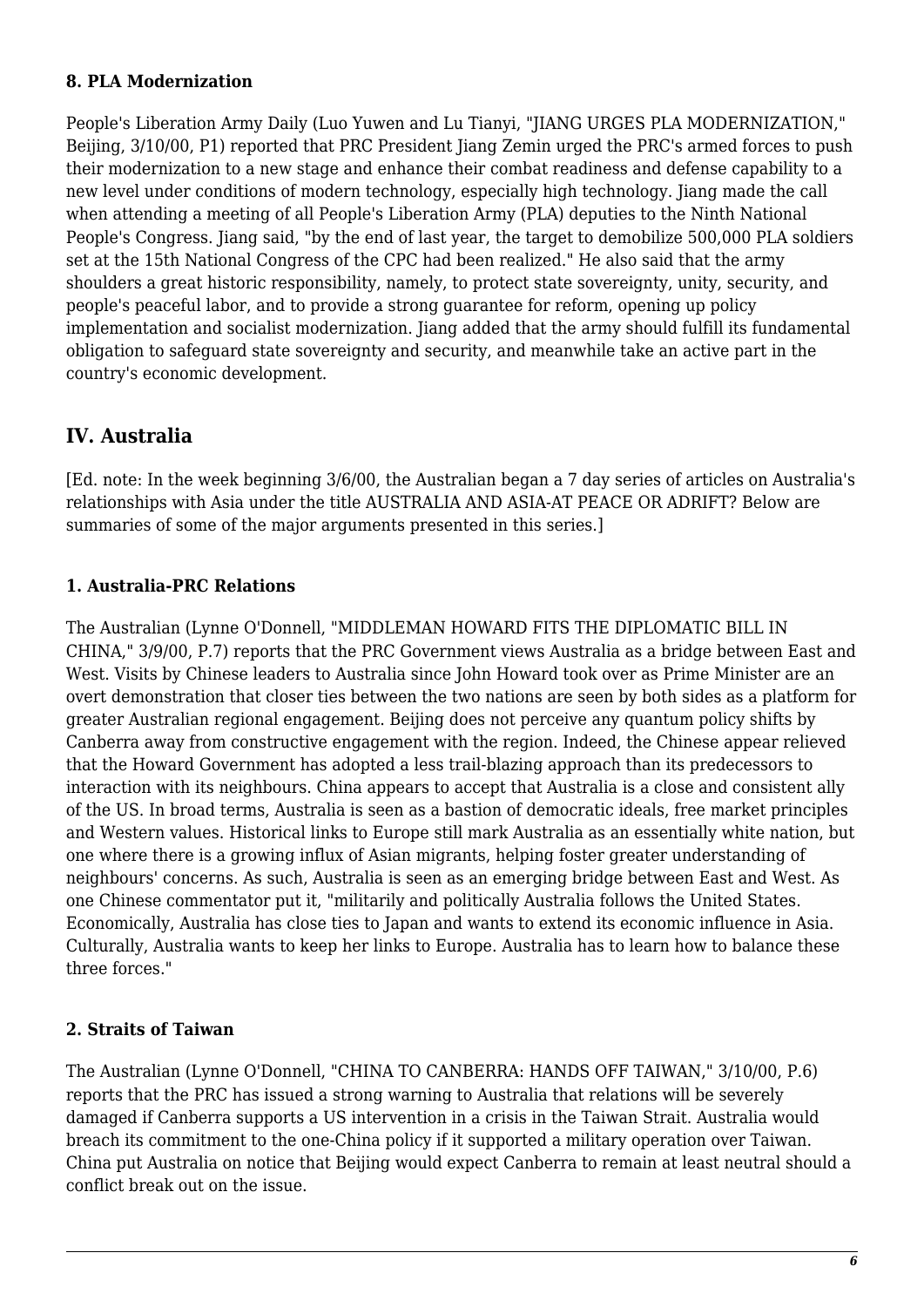#### 8. PLA Modernization

People's Liberation Army Daily (Luo Yuwen and Lu Tianyi, "JIANG URGES PLA MODERNIZATION," Beijing, 3/10/00, P1) reported that PRC President Jiang Zemin urged the PRC's armed forces to push their modernization to a new stage and enhance their combat readiness and defense capability to a new level under conditions of modern technology, especially high technology. Jiang made the call when attending a meeting of all People's Liberation Army (PLA) deputies to the Ninth National People's Congress. Jiang said, "by the end of last year, the target to demobilize 500,000 PLA soldiers set at the 15th National Congress of the CPC had been realized." He also said that the army shoulders a great historic responsibility, namely, to protect state sovereignty, unity, security, and people's peaceful labor, and to provide a strong guarantee for reform, opening up policy implementation and socialist modernization. Jiang added that the army should fulfill its fundamental obligation to safeguard state sovereignty and security, and meanwhile take an active part in the country's economic development.

## IV. Australia

[Ed. note: In the week beginning 3/6/00, the Australian began a 7 day series of articles on Australia's relationships with Asia under the title AUSTRALIA AND ASIA-AT PEACE OR ADRIFT? Below are summaries of some of the major arguments presented in this series.]

#### 1. Australia-PRC Relations

The Australian (Lynne O'Donnell, "MIDDLEMAN HOWARD FITS THE DIPLOMATIC BILL IN CHINA," 3/9/00, P.7) reports that the PRC Government views Australia as a bridge between East and West. Visits by Chinese leaders to Australia since John Howard took over as Prime Minister are an overt demonstration that closer ties between the two nations are seen by both sides as a platform for greater Australian regional engagement. Beijing does not perceive any quantum policy shifts by Canberra away from constructive engagement with the region. Indeed, the Chinese appear relieved that the Howard Government has adopted a less trail-blazing approach than its predecessors to interaction with its neighbours. China appears to accept that Australia is a close and consistent ally of the US. In broad terms, Australia is seen as a bastion of democratic ideals, free market principles and Western values. Historical links to Europe still mark Australia as an essentially white nation, but one where there is a growing influx of Asian migrants, helping foster greater understanding of neighbours' concerns. As such, Australia is seen as an emerging bridge between East and West. As one Chinese commentator put it, "militarily and politically Australia follows the United States. Economically, Australia has close ties to Japan and wants to extend its economic influence in Asia. Culturally, Australia wants to keep her links to Europe. Australia has to learn how to balance these three forces."

#### 2. Straits of Taiwan

The Australian (Lynne O'Donnell, "CHINA TO CANBERRA: HANDS OFF TAIWAN," 3/10/00, P.6) reports that the PRC has issued a strong warning to Australia that relations will be severely damaged if Canberra supports a US intervention in a crisis in the Taiwan Strait. Australia would breach its commitment to the one-China policy if it supported a military operation over Taiwan. China put Australia on notice that Beijing would expect Canberra to remain at least neutral should a conflict break out on the issue.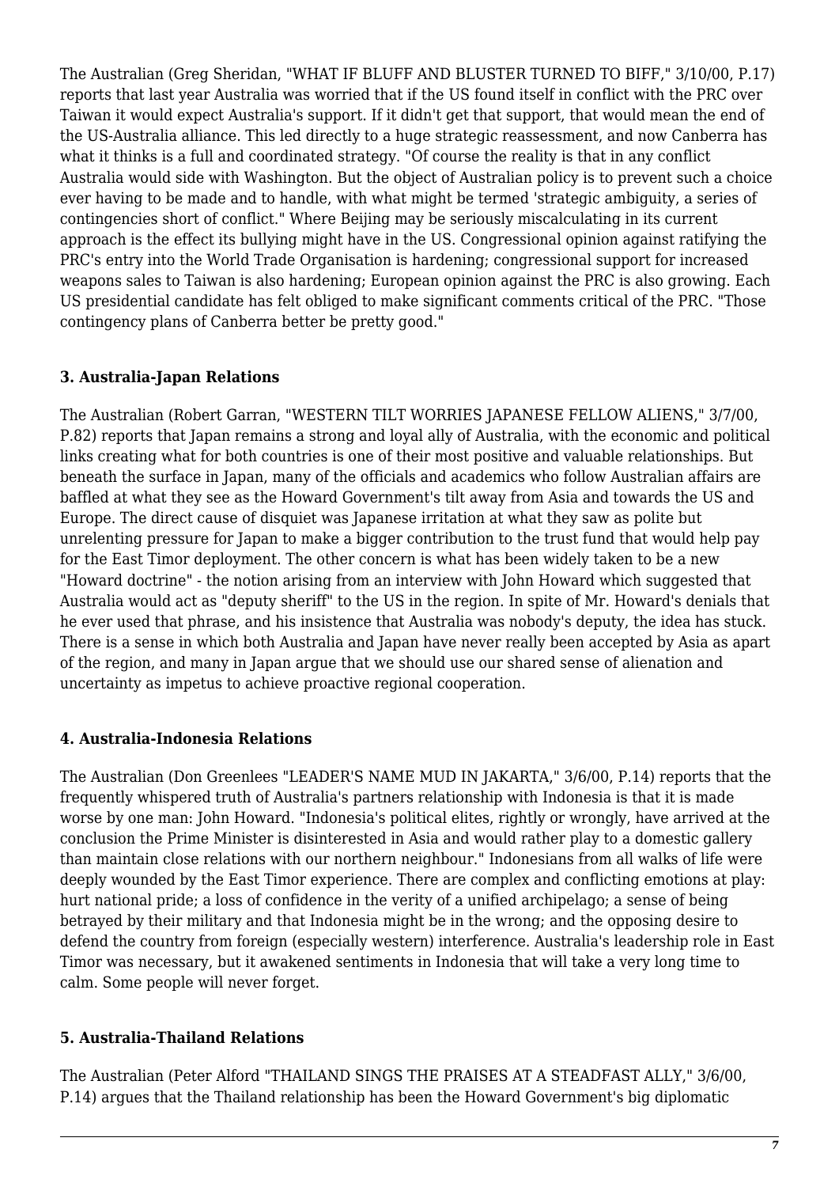The Australian (Greg Sheridan, "WHAT IF BLUFF AND BLUSTER TURNED TO BIFF," 3/10/00, P.17) reports that last year Australia was worried that if the US found itself in conflict with the PRC over Taiwan it would expect Australia's support. If it didn't get that support, that would mean the end of the US-Australia alliance. This led directly to a huge strategic reassessment, and now Canberra has what it thinks is a full and coordinated strategy. "Of course the reality is that in any conflict Australia would side with Washington. But the object of Australian policy is to prevent such a choice ever having to be made and to handle, with what might be termed 'strategic ambiguity, a series of contingencies short of conflict." Where Beijing may be seriously miscalculating in its current approach is the effect its bullying might have in the US. Congressional opinion against ratifying the PRC's entry into the World Trade Organisation is hardening; congressional support for increased weapons sales to Taiwan is also hardening; European opinion against the PRC is also growing. Each US presidential candidate has felt obliged to make significant comments critical of the PRC. "Those contingency plans of Canberra better be pretty good."

### 3. Australia-Japan Relations

The Australian (Robert Garran, "WESTERN TILT WORRIES JAPANESE FELLOW ALIENS," 3/7/00, P.82) reports that Japan remains a strong and loyal ally of Australia, with the economic and political links creating what for both countries is one of their most positive and valuable relationships. But beneath the surface in Japan, many of the officials and academics who follow Australian affairs are baffled at what they see as the Howard Government's tilt away from Asia and towards the US and Europe. The direct cause of disquiet was Japanese irritation at what they saw as polite but unrelenting pressure for Japan to make a bigger contribution to the trust fund that would help pay for the East Timor deployment. The other concern is what has been widely taken to be a new "Howard doctrine" - the notion arising from an interview with John Howard which suggested that Australia would act as "deputy sheriff" to the US in the region. In spite of Mr. Howard's denials that he ever used that phrase, and his insistence that Australia was nobody's deputy, the idea has stuck. There is a sense in which both Australia and Japan have never really been accepted by Asia as apart of the region, and many in Japan argue that we should use our shared sense of alienation and uncertainty as impetus to achieve proactive regional cooperation.

### 4. Australia-Indonesia Relations

The Australian (Don Greenlees "LEADER'S NAME MUD IN JAKARTA," 3/6/00, P.14) reports that the frequently whispered truth of Australia's partners relationship with Indonesia is that it is made worse by one man: John Howard. "Indonesia's political elites, rightly or wrongly, have arrived at the conclusion the Prime Minister is disinterested in Asia and would rather play to a domestic gallery than maintain close relations with our northern neighbour." Indonesians from all walks of life were deeply wounded by the East Timor experience. There are complex and conflicting emotions at play: hurt national pride; a loss of confidence in the verity of a unified archipelago; a sense of being betrayed by their military and that Indonesia might be in the wrong; and the opposing desire to defend the country from foreign (especially western) interference. Australia's leadership role in East Timor was necessary, but it awakened sentiments in Indonesia that will take a very long time to calm. Some people will never forget.

### 5. Australia-Thailand Relations

The Australian (Peter Alford "THAILAND SINGS THE PRAISES AT A STEADFAST ALLY," 3/6/00, P.14) argues that the Thailand relationship has been the Howard Government's big diplomatic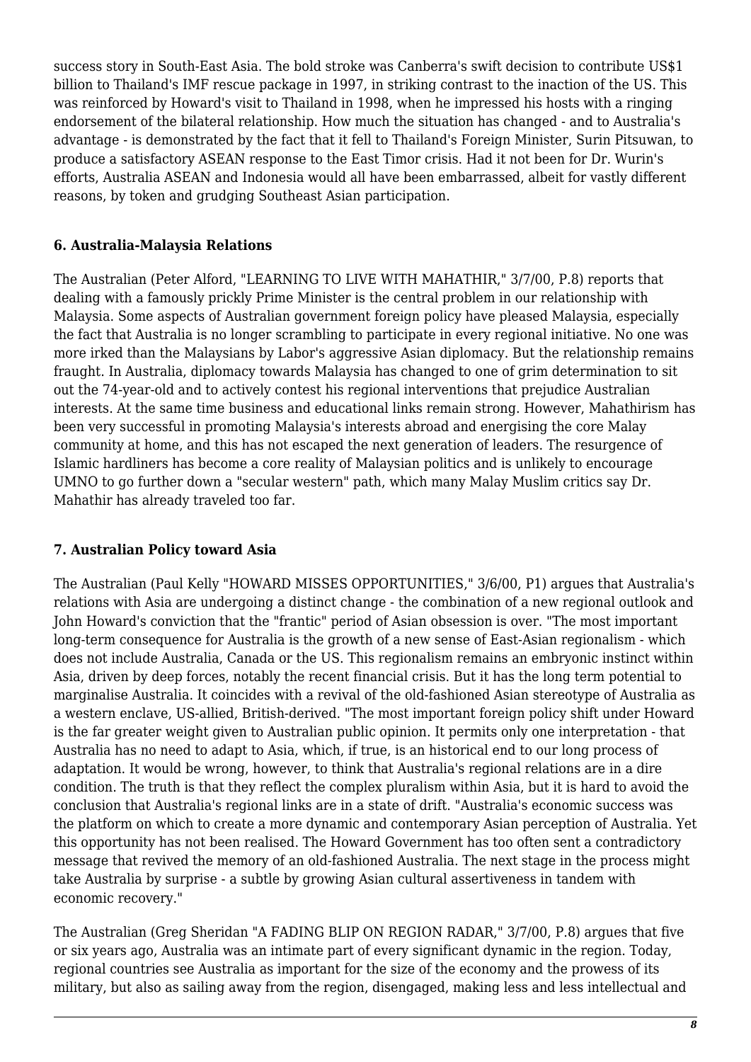success story in South-East Asia. The bold stroke was Canberra's swift decision to contribute US$1 billion to Thailand's IMF rescue package in 1997, in striking contrast to the inaction of the US. This was reinforced by Howard's visit to Thailand in 1998, when he impressed his hosts with a ringing endorsement of the bilateral relationship. How much the situation has changed - and to Australia's advantage - is demonstrated by the fact that it fell to Thailand's Foreign Minister, Surin Pitsuwan, to produce a satisfactory ASEAN response to the East Timor crisis. Had it not been for Dr. Wurin's efforts, Australia ASEAN and Indonesia would all have been embarrassed, albeit for vastly different reasons, by token and grudging Southeast Asian participation.

### 6. Australia-Malaysia Relations

The Australian (Peter Alford, "LEARNING TO LIVE WITH MAHATHIR," 3/7/00, P.8) reports that dealing with a famously prickly Prime Minister is the central problem in our relationship with Malaysia. Some aspects of Australian government foreign policy have pleased Malaysia, especially the fact that Australia is no longer scrambling to participate in every regional initiative. No one was more irked than the Malaysians by Labor's aggressive Asian diplomacy. But the relationship remains fraught. In Australia, diplomacy towards Malaysia has changed to one of grim determination to sit out the 74-year-old and to actively contest his regional interventions that prejudice Australian interests. At the same time business and educational links remain strong. However, Mahathirism has been very successful in promoting Malaysia's interests abroad and energising the core Malay community at home, and this has not escaped the next generation of leaders. The resurgence of Islamic hardliners has become a core reality of Malaysian politics and is unlikely to encourage UMNO to go further down a "secular western" path, which many Malay Muslim critics say Dr. Mahathir has already traveled too far.

### 7. Australian Policy toward Asia

The Australian (Paul Kelly "HOWARD MISSES OPPORTUNITIES," 3/6/00, P1) argues that Australia's relations with Asia are undergoing a distinct change - the combination of a new regional outlook and John Howard's conviction that the "frantic" period of Asian obsession is over. "The most important long-term consequence for Australia is the growth of a new sense of East-Asian regionalism - which does not include Australia, Canada or the US. This regionalism remains an embryonic instinct within Asia, driven by deep forces, notably the recent financial crisis. But it has the long term potential to marginalise Australia. It coincides with a revival of the old-fashioned Asian stereotype of Australia as a western enclave, US-allied, British-derived. "The most important foreign policy shift under Howard is the far greater weight given to Australian public opinion. It permits only one interpretation - that Australia has no need to adapt to Asia, which, if true, is an historical end to our long process of adaptation. It would be wrong, however, to think that Australia's regional relations are in a dire condition. The truth is that they reflect the complex pluralism within Asia, but it is hard to avoid the conclusion that Australia's regional links are in a state of drift. "Australia's economic success was the platform on which to create a more dynamic and contemporary Asian perception of Australia. Yet this opportunity has not been realised. The Howard Government has too often sent a contradictory message that revived the memory of an old-fashioned Australia. The next stage in the process might take Australia by surprise - a subtle by growing Asian cultural assertiveness in tandem with economic recovery."

The Australian (Greg Sheridan "A FADING BLIP ON REGION RADAR," 3/7/00, P.8) argues that five or six years ago, Australia was an intimate part of every significant dynamic in the region. Today, regional countries see Australia as important for the size of the economy and the prowess of its military, but also as sailing away from the region, disengaged, making less and less intellectual and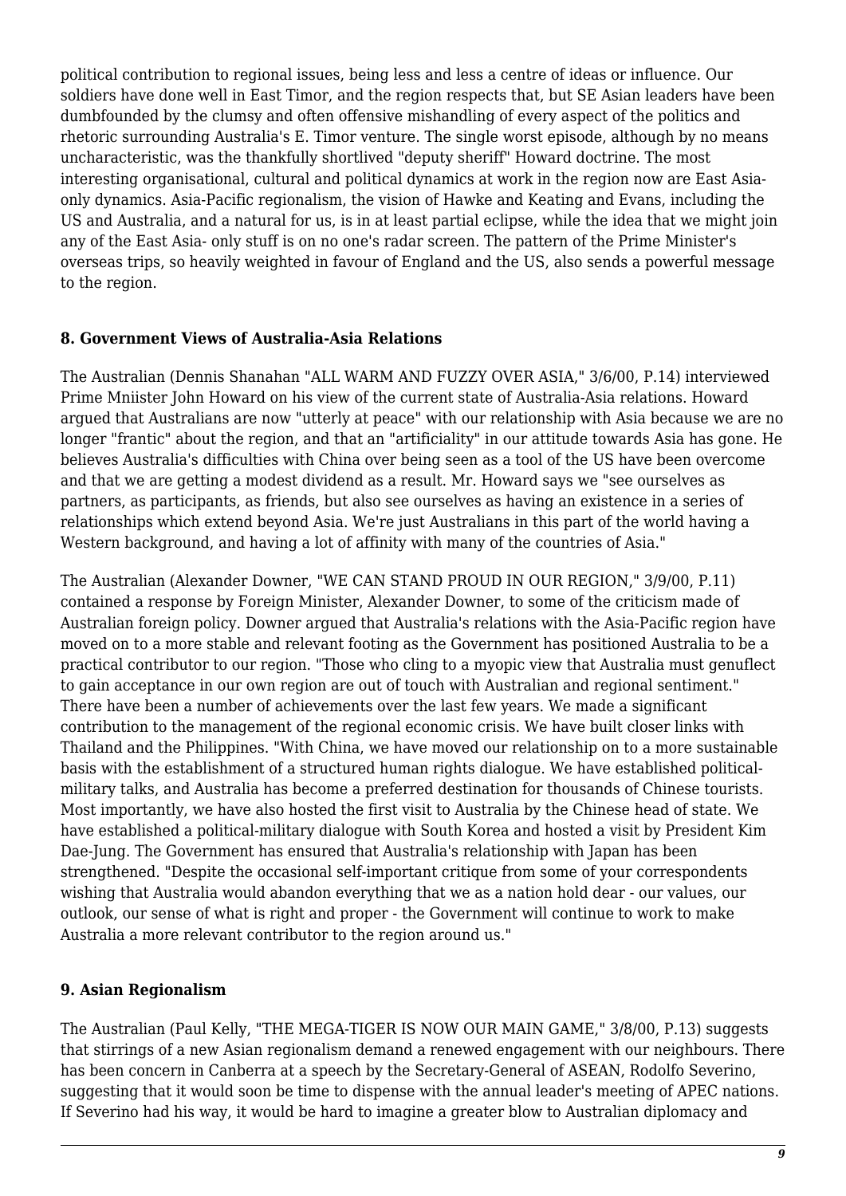political contribution to regional issues, being less and less a centre of ideas or influence. Our soldiers have done well in East Timor, and the region respects that, but SE Asian leaders have been dumbfounded by the clumsy and often offensive mishandling of every aspect of the politics and rhetoric surrounding Australia's E. Timor venture. The single worst episode, although by no means uncharacteristic, was the thankfully shortlived "deputy sheriff" Howard doctrine. The most interesting organisational, cultural and political dynamics at work in the region now are East Asia-only dynamics. Asia-Pacific regionalism, the vision of Hawke and Keating and Evans, including the US and Australia, and a natural for us, is in at least partial eclipse, while the idea that we might join any of the East Asia- only stuff is on no one's radar screen. The pattern of the Prime Minister's overseas trips, so heavily weighted in favour of England and the US, also sends a powerful message to the region.

### 8. Government Views of Australia-Asia Relations

The Australian (Dennis Shanahan "ALL WARM AND FUZZY OVER ASIA," 3/6/00, P.14) interviewed Prime Mniister John Howard on his view of the current state of Australia-Asia relations. Howard argued that Australians are now "utterly at peace" with our relationship with Asia because we are no longer "frantic" about the region, and that an "artificiality" in our attitude towards Asia has gone. He believes Australia's difficulties with China over being seen as a tool of the US have been overcome and that we are getting a modest dividend as a result. Mr. Howard says we "see ourselves as partners, as participants, as friends, but also see ourselves as having an existence in a series of relationships which extend beyond Asia. We're just Australians in this part of the world having a Western background, and having a lot of affinity with many of the countries of Asia."

The Australian (Alexander Downer, "WE CAN STAND PROUD IN OUR REGION," 3/9/00, P.11) contained a response by Foreign Minister, Alexander Downer, to some of the criticism made of Australian foreign policy. Downer argued that Australia's relations with the Asia-Pacific region have moved on to a more stable and relevant footing as the Government has positioned Australia to be a practical contributor to our region. "Those who cling to a myopic view that Australia must genuflect to gain acceptance in our own region are out of touch with Australian and regional sentiment." There have been a number of achievements over the last few years. We made a significant contribution to the management of the regional economic crisis. We have built closer links with Thailand and the Philippines. "With China, we have moved our relationship on to a more sustainable basis with the establishment of a structured human rights dialogue. We have established political-military talks, and Australia has become a preferred destination for thousands of Chinese tourists. Most importantly, we have also hosted the first visit to Australia by the Chinese head of state. We have established a political-military dialogue with South Korea and hosted a visit by President Kim Dae-Jung. The Government has ensured that Australia's relationship with Japan has been strengthened. "Despite the occasional self-important critique from some of your correspondents wishing that Australia would abandon everything that we as a nation hold dear - our values, our outlook, our sense of what is right and proper - the Government will continue to work to make Australia a more relevant contributor to the region around us."

### 9. Asian Regionalism

The Australian (Paul Kelly, "THE MEGA-TIGER IS NOW OUR MAIN GAME," 3/8/00, P.13) suggests that stirrings of a new Asian regionalism demand a renewed engagement with our neighbours. There has been concern in Canberra at a speech by the Secretary-General of ASEAN, Rodolfo Severino, suggesting that it would soon be time to dispense with the annual leader's meeting of APEC nations. If Severino had his way, it would be hard to imagine a greater blow to Australian diplomacy and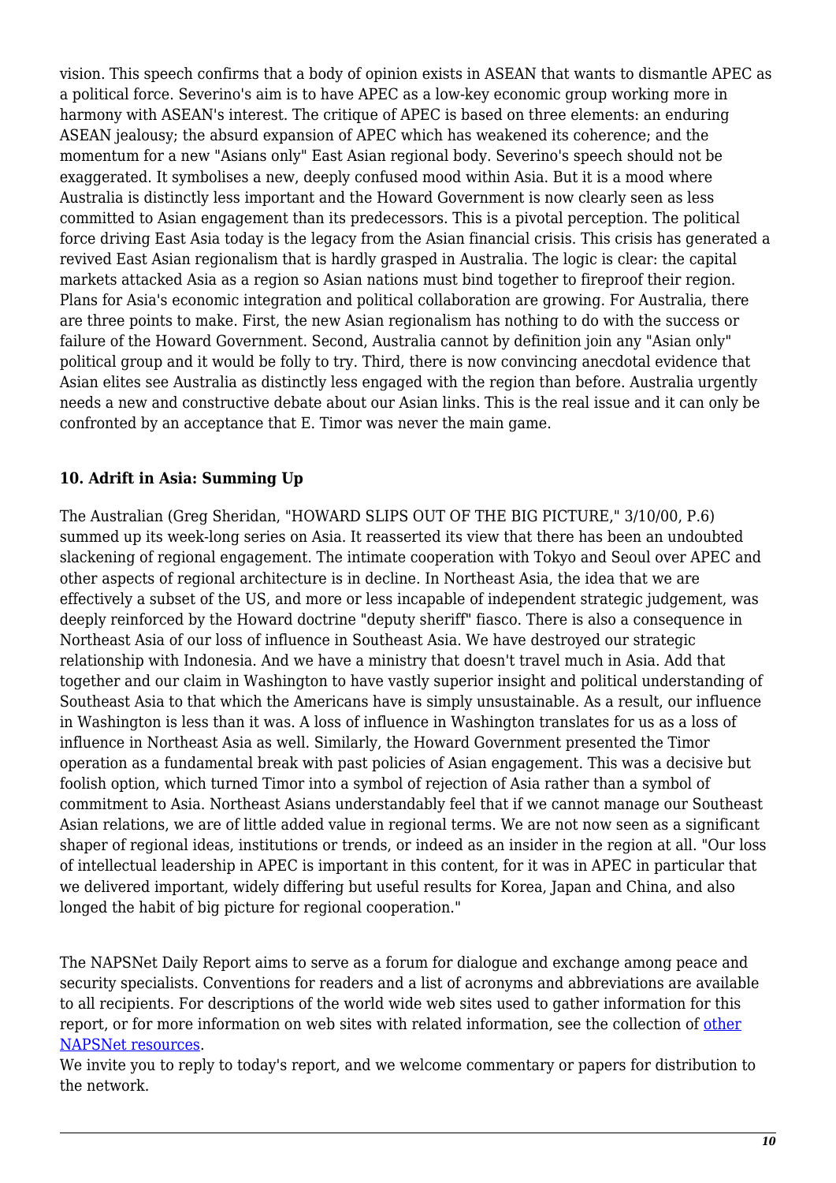vision. This speech confirms that a body of opinion exists in ASEAN that wants to dismantle APEC as a political force. Severino's aim is to have APEC as a low-key economic group working more in harmony with ASEAN's interest. The critique of APEC is based on three elements: an enduring ASEAN jealousy; the absurd expansion of APEC which has weakened its coherence; and the momentum for a new "Asians only" East Asian regional body. Severino's speech should not be exaggerated. It symbolises a new, deeply confused mood within Asia. But it is a mood where Australia is distinctly less important and the Howard Government is now clearly seen as less committed to Asian engagement than its predecessors. This is a pivotal perception. The political force driving East Asia today is the legacy from the Asian financial crisis. This crisis has generated a revived East Asian regionalism that is hardly grasped in Australia. The logic is clear: the capital markets attacked Asia as a region so Asian nations must bind together to fireproof their region. Plans for Asia's economic integration and political collaboration are growing. For Australia, there are three points to make. First, the new Asian regionalism has nothing to do with the success or failure of the Howard Government. Second, Australia cannot by definition join any "Asian only" political group and it would be folly to try. Third, there is now convincing anecdotal evidence that Asian elites see Australia as distinctly less engaged with the region than before. Australia urgently needs a new and constructive debate about our Asian links. This is the real issue and it can only be confronted by an acceptance that E. Timor was never the main game.

#### 10. Adrift in Asia: Summing Up

The Australian (Greg Sheridan, "HOWARD SLIPS OUT OF THE BIG PICTURE," 3/10/00, P.6) summed up its week-long series on Asia. It reasserted its view that there has been an undoubted slackening of regional engagement. The intimate cooperation with Tokyo and Seoul over APEC and other aspects of regional architecture is in decline. In Northeast Asia, the idea that we are effectively a subset of the US, and more or less incapable of independent strategic judgement, was deeply reinforced by the Howard doctrine "deputy sheriff" fiasco. There is also a consequence in Northeast Asia of our loss of influence in Southeast Asia. We have destroyed our strategic relationship with Indonesia. And we have a ministry that doesn't travel much in Asia. Add that together and our claim in Washington to have vastly superior insight and political understanding of Southeast Asia to that which the Americans have is simply unsustainable. As a result, our influence in Washington is less than it was. A loss of influence in Washington translates for us as a loss of influence in Northeast Asia as well. Similarly, the Howard Government presented the Timor operation as a fundamental break with past policies of Asian engagement. This was a decisive but foolish option, which turned Timor into a symbol of rejection of Asia rather than a symbol of commitment to Asia. Northeast Asians understandably feel that if we cannot manage our Southeast Asian relations, we are of little added value in regional terms. We are not now seen as a significant shaper of regional ideas, institutions or trends, or indeed as an insider in the region at all. "Our loss of intellectual leadership in APEC is important in this content, for it was in APEC in particular that we delivered important, widely differing but useful results for Korea, Japan and China, and also longed the habit of big picture for regional cooperation."

The NAPSNet Daily Report aims to serve as a forum for dialogue and exchange among peace and security specialists. Conventions for readers and a list of acronyms and abbreviations are available to all recipients. For descriptions of the world wide web sites used to gather information for this report, or for more information on web sites with related information, see the collection of other NAPSNet resources.
We invite you to reply to today's report, and we welcome commentary or papers for distribution to the network.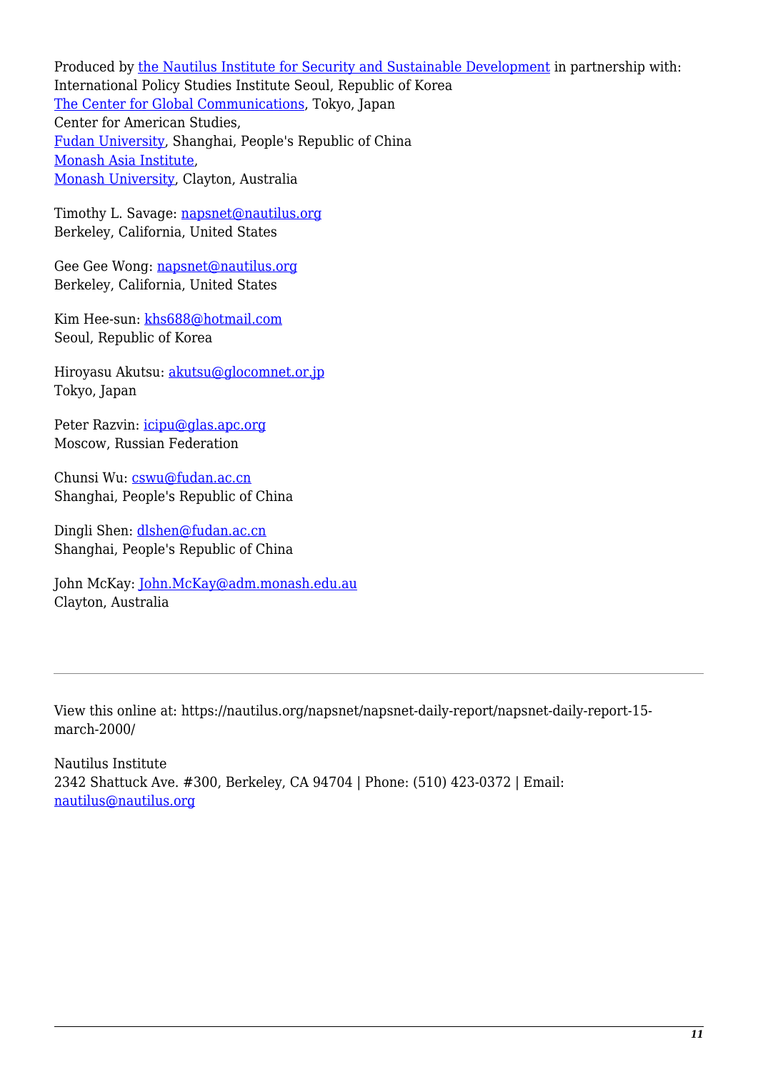Produced by [the Nautilus Institute for Security and Sustainable Development](https://nautilus.org) in partnership with:
International Policy Studies Institute Seoul, Republic of Korea
[The Center for Global Communications](http://www.glocom.org/), Tokyo, Japan
Center for American Studies,
[Fudan University](http://www.fudan.edu.cn/English/nsindex.html), Shanghai, People's Republic of China
[Monash Asia Institute](http://www.adm.monash.edu.au/),
[Monash University](http://www.monash.edu.au/), Clayton, Australia

Timothy L. Savage: napsnet@nautilus.org
Berkeley, California, United States

Gee Gee Wong: napsnet@nautilus.org
Berkeley, California, United States

Kim Hee-sun: khs688@hotmail.com
Seoul, Republic of Korea

Hiroyasu Akutsu: akutsu@glocomnet.or.jp
Tokyo, Japan

Peter Razvin: icipu@glas.apc.org
Moscow, Russian Federation

Chunsi Wu: cswu@fudan.ac.cn
Shanghai, People's Republic of China

Dingli Shen: dlshen@fudan.ac.cn
Shanghai, People's Republic of China

John McKay: John.McKay@adm.monash.edu.au
Clayton, Australia

---

View this online at: https://nautilus.org/napsnet/napsnet-daily-report/napsnet-daily-report-15-march-2000/

Nautilus Institute
2342 Shattuck Ave. #300, Berkeley, CA 94704 | Phone: (510) 423-0372 | Email: nautilus@nautilus.org